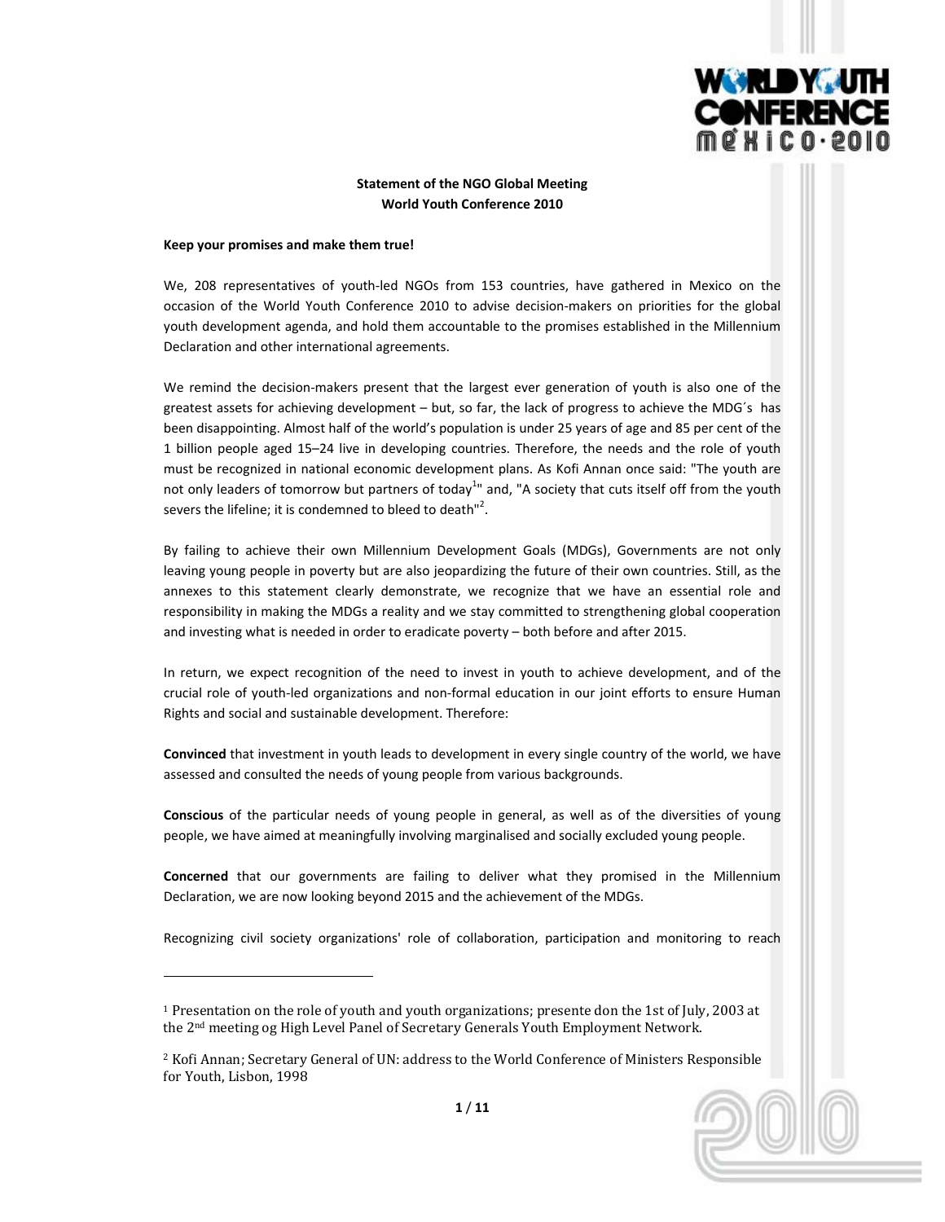**Statement of the NGO Global Meeting**
**World Youth Conference 2010**

**Keep your promises and make them true!**

We, 208 representatives of youth-led NGOs from 153 countries, have gathered in Mexico on the occasion of the World Youth Conference 2010 to advise decision-makers on priorities for the global youth development agenda, and hold them accountable to the promises established in the Millennium Declaration and other international agreements.

We remind the decision-makers present that the largest ever generation of youth is also one of the greatest assets for achieving development – but, so far, the lack of progress to achieve the MDG´s has been disappointing. Almost half of the world's population is under 25 years of age and 85 per cent of the 1 billion people aged 15–24 live in developing countries. Therefore, the needs and the role of youth must be recognized in national economic development plans. As Kofi Annan once said: "The youth are not only leaders of tomorrow but partners of today[1]" and, "A society that cuts itself off from the youth severs the lifeline; it is condemned to bleed to death"[2].

By failing to achieve their own Millennium Development Goals (MDGs), Governments are not only leaving young people in poverty but are also jeopardizing the future of their own countries. Still, as the annexes to this statement clearly demonstrate, we recognize that we have an essential role and responsibility in making the MDGs a reality and we stay committed to strengthening global cooperation and investing what is needed in order to eradicate poverty – both before and after 2015.

In return, we expect recognition of the need to invest in youth to achieve development, and of the crucial role of youth-led organizations and non-formal education in our joint efforts to ensure Human Rights and social and sustainable development. Therefore:

**Convinced** that investment in youth leads to development in every single country of the world, we have assessed and consulted the needs of young people from various backgrounds.

**Conscious** of the particular needs of young people in general, as well as of the diversities of young people, we have aimed at meaningfully involving marginalised and socially excluded young people.

**Concerned** that our governments are failing to deliver what they promised in the Millennium Declaration, we are now looking beyond 2015 and the achievement of the MDGs.

Recognizing civil society organizations' role of collaboration, participation and monitoring to reach

---

[1] Presentation on the role of youth and youth organizations; presente don the 1st of July, 2003 at the 2nd meeting og High Level Panel of Secretary Generals Youth Employment Network.

[2] Kofi Annan; Secretary General of UN: address to the World Conference of Ministers Responsible for Youth, Lisbon, 1998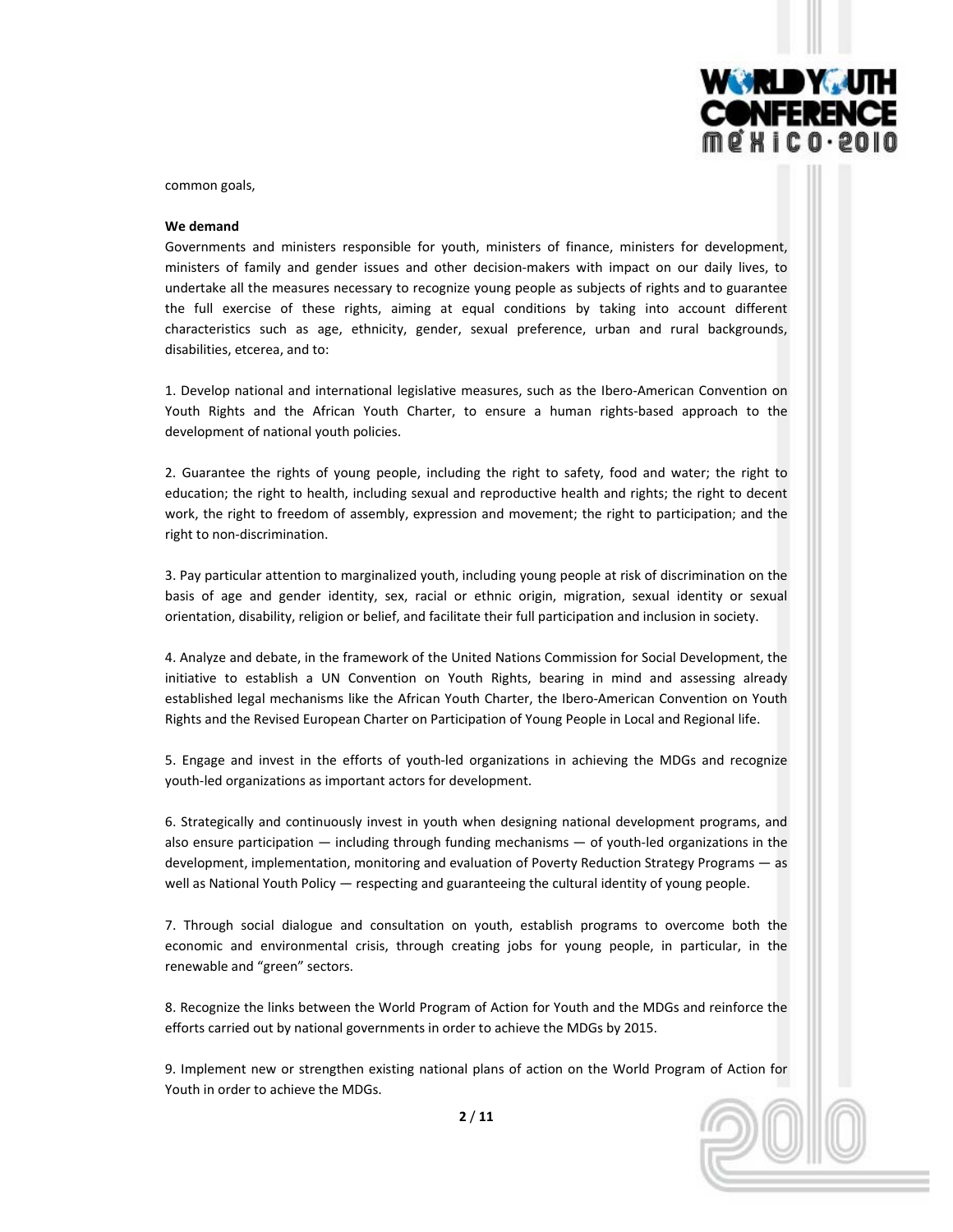common goals,

**We demand**

Governments and ministers responsible for youth, ministers of finance, ministers for development, ministers of family and gender issues and other decision-makers with impact on our daily lives, to undertake all the measures necessary to recognize young people as subjects of rights and to guarantee the full exercise of these rights, aiming at equal conditions by taking into account different characteristics such as age, ethnicity, gender, sexual preference, urban and rural backgrounds, disabilities, etcerea, and to:

1. Develop national and international legislative measures, such as the Ibero-American Convention on Youth Rights and the African Youth Charter, to ensure a human rights-based approach to the development of national youth policies.

2. Guarantee the rights of young people, including the right to safety, food and water; the right to education; the right to health, including sexual and reproductive health and rights; the right to decent work, the right to freedom of assembly, expression and movement; the right to participation; and the right to non-discrimination.

3. Pay particular attention to marginalized youth, including young people at risk of discrimination on the basis of age and gender identity, sex, racial or ethnic origin, migration, sexual identity or sexual orientation, disability, religion or belief, and facilitate their full participation and inclusion in society.

4. Analyze and debate, in the framework of the United Nations Commission for Social Development, the initiative to establish a UN Convention on Youth Rights, bearing in mind and assessing already established legal mechanisms like the African Youth Charter, the Ibero-American Convention on Youth Rights and the Revised European Charter on Participation of Young People in Local and Regional life.

5. Engage and invest in the efforts of youth-led organizations in achieving the MDGs and recognize youth-led organizations as important actors for development.

6. Strategically and continuously invest in youth when designing national development programs, and also ensure participation — including through funding mechanisms — of youth-led organizations in the development, implementation, monitoring and evaluation of Poverty Reduction Strategy Programs — as well as National Youth Policy — respecting and guaranteeing the cultural identity of young people.

7. Through social dialogue and consultation on youth, establish programs to overcome both the economic and environmental crisis, through creating jobs for young people, in particular, in the renewable and "green" sectors.

8. Recognize the links between the World Program of Action for Youth and the MDGs and reinforce the efforts carried out by national governments in order to achieve the MDGs by 2015.

9. Implement new or strengthen existing national plans of action on the World Program of Action for Youth in order to achieve the MDGs.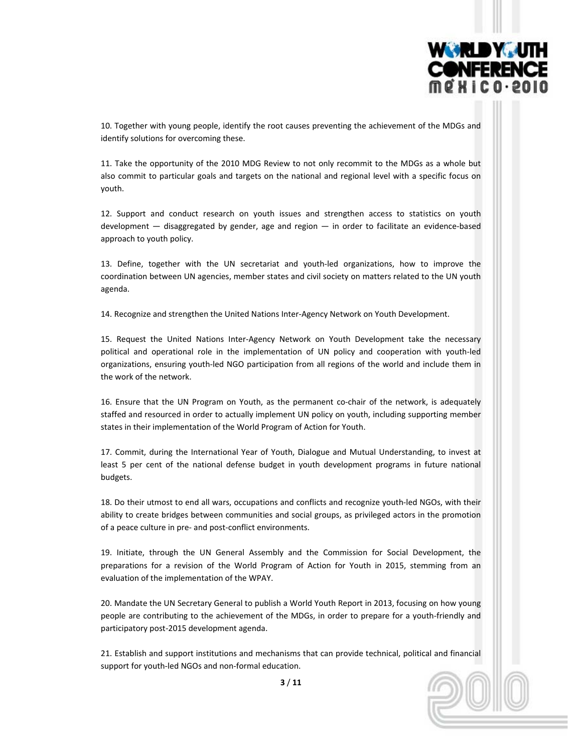10. Together with young people, identify the root causes preventing the achievement of the MDGs and identify solutions for overcoming these.

11. Take the opportunity of the 2010 MDG Review to not only recommit to the MDGs as a whole but also commit to particular goals and targets on the national and regional level with a specific focus on youth.

12. Support and conduct research on youth issues and strengthen access to statistics on youth development — disaggregated by gender, age and region — in order to facilitate an evidence-based approach to youth policy.

13. Define, together with the UN secretariat and youth-led organizations, how to improve the coordination between UN agencies, member states and civil society on matters related to the UN youth agenda.

14. Recognize and strengthen the United Nations Inter-Agency Network on Youth Development.

15. Request the United Nations Inter-Agency Network on Youth Development take the necessary political and operational role in the implementation of UN policy and cooperation with youth-led organizations, ensuring youth-led NGO participation from all regions of the world and include them in the work of the network.

16. Ensure that the UN Program on Youth, as the permanent co-chair of the network, is adequately staffed and resourced in order to actually implement UN policy on youth, including supporting member states in their implementation of the World Program of Action for Youth.

17. Commit, during the International Year of Youth, Dialogue and Mutual Understanding, to invest at least 5 per cent of the national defense budget in youth development programs in future national budgets.

18. Do their utmost to end all wars, occupations and conflicts and recognize youth-led NGOs, with their ability to create bridges between communities and social groups, as privileged actors in the promotion of a peace culture in pre- and post-conflict environments.

19. Initiate, through the UN General Assembly and the Commission for Social Development, the preparations for a revision of the World Program of Action for Youth in 2015, stemming from an evaluation of the implementation of the WPAY.

20. Mandate the UN Secretary General to publish a World Youth Report in 2013, focusing on how young people are contributing to the achievement of the MDGs, in order to prepare for a youth-friendly and participatory post-2015 development agenda.

21. Establish and support institutions and mechanisms that can provide technical, political and financial support for youth-led NGOs and non-formal education.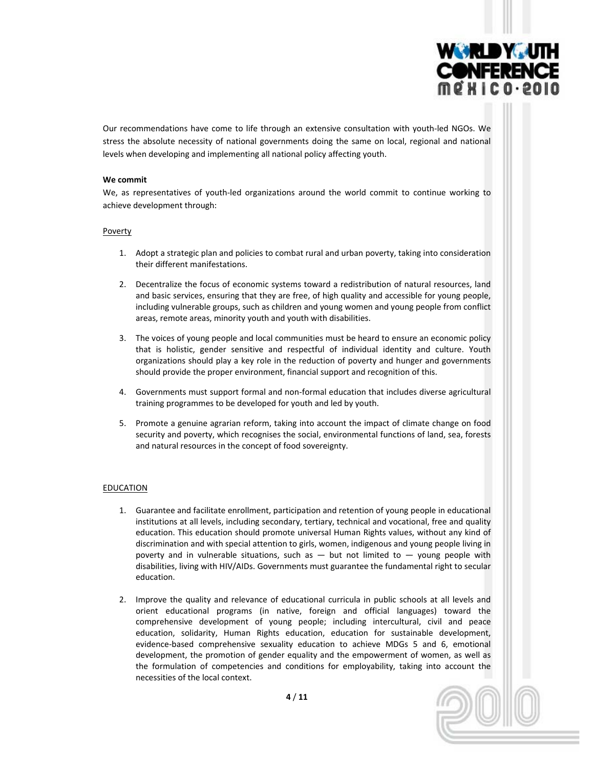Our recommendations have come to life through an extensive consultation with youth-led NGOs. We stress the absolute necessity of national governments doing the same on local, regional and national levels when developing and implementing all national policy affecting youth.

**We commit**

We, as representatives of youth-led organizations around the world commit to continue working to achieve development through:

Poverty

1. Adopt a strategic plan and policies to combat rural and urban poverty, taking into consideration their different manifestations.
2. Decentralize the focus of economic systems toward a redistribution of natural resources, land and basic services, ensuring that they are free, of high quality and accessible for young people, including vulnerable groups, such as children and young women and young people from conflict areas, remote areas, minority youth and youth with disabilities.
3. The voices of young people and local communities must be heard to ensure an economic policy that is holistic, gender sensitive and respectful of individual identity and culture. Youth organizations should play a key role in the reduction of poverty and hunger and governments should provide the proper environment, financial support and recognition of this.
4. Governments must support formal and non-formal education that includes diverse agricultural training programmes to be developed for youth and led by youth.
5. Promote a genuine agrarian reform, taking into account the impact of climate change on food security and poverty, which recognises the social, environmental functions of land, sea, forests and natural resources in the concept of food sovereignty.

EDUCATION

1. Guarantee and facilitate enrollment, participation and retention of young people in educational institutions at all levels, including secondary, tertiary, technical and vocational, free and quality education. This education should promote universal Human Rights values, without any kind of discrimination and with special attention to girls, women, indigenous and young people living in poverty and in vulnerable situations, such as — but not limited to — young people with disabilities, living with HIV/AIDs. Governments must guarantee the fundamental right to secular education.
2. Improve the quality and relevance of educational curricula in public schools at all levels and orient educational programs (in native, foreign and official languages) toward the comprehensive development of young people; including intercultural, civil and peace education, solidarity, Human Rights education, education for sustainable development, evidence-based comprehensive sexuality education to achieve MDGs 5 and 6, emotional development, the promotion of gender equality and the empowerment of women, as well as the formulation of competencies and conditions for employability, taking into account the necessities of the local context.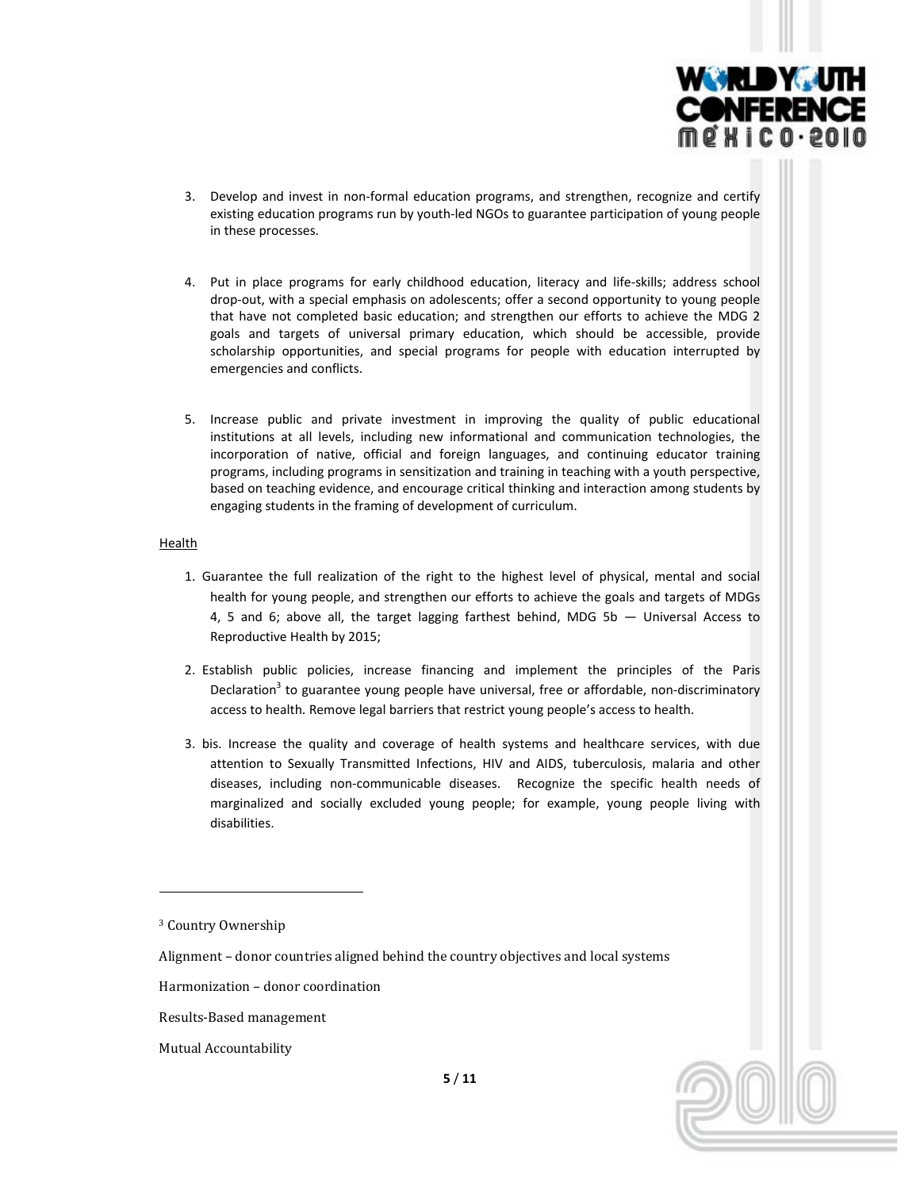3. Develop and invest in non-formal education programs, and strengthen, recognize and certify existing education programs run by youth-led NGOs to guarantee participation of young people in these processes.

4. Put in place programs for early childhood education, literacy and life-skills; address school drop-out, with a special emphasis on adolescents; offer a second opportunity to young people that have not completed basic education; and strengthen our efforts to achieve the MDG 2 goals and targets of universal primary education, which should be accessible, provide scholarship opportunities, and special programs for people with education interrupted by emergencies and conflicts.

5. Increase public and private investment in improving the quality of public educational institutions at all levels, including new informational and communication technologies, the incorporation of native, official and foreign languages, and continuing educator training programs, including programs in sensitization and training in teaching with a youth perspective, based on teaching evidence, and encourage critical thinking and interaction among students by engaging students in the framing of development of curriculum.

Health

1. Guarantee the full realization of the right to the highest level of physical, mental and social health for young people, and strengthen our efforts to achieve the goals and targets of MDGs 4, 5 and 6; above all, the target lagging farthest behind, MDG 5b — Universal Access to Reproductive Health by 2015;

2. Establish public policies, increase financing and implement the principles of the Paris Declaration[3] to guarantee young people have universal, free or affordable, non-discriminatory access to health. Remove legal barriers that restrict young people's access to health.

3. bis. Increase the quality and coverage of health systems and healthcare services, with due attention to Sexually Transmitted Infections, HIV and AIDS, tuberculosis, malaria and other diseases, including non-communicable diseases. Recognize the specific health needs of marginalized and socially excluded young people; for example, young people living with disabilities.

---

[3] Country Ownership

Alignment – donor countries aligned behind the country objectives and local systems

Harmonization – donor coordination

Results-Based management

Mutual Accountability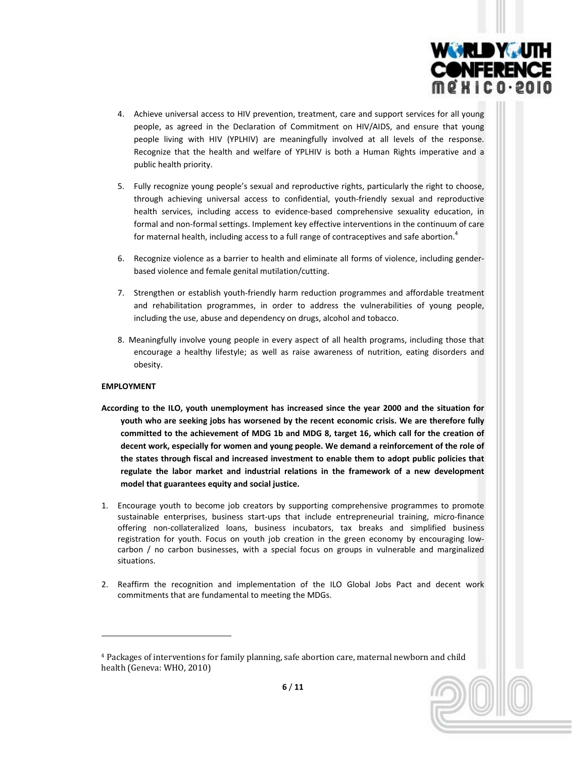4. Achieve universal access to HIV prevention, treatment, care and support services for all young people, as agreed in the Declaration of Commitment on HIV/AIDS, and ensure that young people living with HIV (YPLHIV) are meaningfully involved at all levels of the response. Recognize that the health and welfare of YPLHIV is both a Human Rights imperative and a public health priority.

5. Fully recognize young people's sexual and reproductive rights, particularly the right to choose, through achieving universal access to confidential, youth-friendly sexual and reproductive health services, including access to evidence-based comprehensive sexuality education, in formal and non-formal settings. Implement key effective interventions in the continuum of care for maternal health, including access to a full range of contraceptives and safe abortion.[4]

6. Recognize violence as a barrier to health and eliminate all forms of violence, including gender-based violence and female genital mutilation/cutting.

7. Strengthen or establish youth-friendly harm reduction programmes and affordable treatment and rehabilitation programmes, in order to address the vulnerabilities of young people, including the use, abuse and dependency on drugs, alcohol and tobacco.

8. Meaningfully involve young people in every aspect of all health programs, including those that encourage a healthy lifestyle; as well as raise awareness of nutrition, eating disorders and obesity.

**EMPLOYMENT**

**According to the ILO, youth unemployment has increased since the year 2000 and the situation for youth who are seeking jobs has worsened by the recent economic crisis. We are therefore fully committed to the achievement of MDG 1b and MDG 8, target 16, which call for the creation of decent work, especially for women and young people. We demand a reinforcement of the role of the states through fiscal and increased investment to enable them to adopt public policies that regulate the labor market and industrial relations in the framework of a new development model that guarantees equity and social justice.**

1. Encourage youth to become job creators by supporting comprehensive programmes to promote sustainable enterprises, business start-ups that include entrepreneurial training, micro-finance offering non-collateralized loans, business incubators, tax breaks and simplified business registration for youth. Focus on youth job creation in the green economy by encouraging low-carbon / no carbon businesses, with a special focus on groups in vulnerable and marginalized situations.

2. Reaffirm the recognition and implementation of the ILO Global Jobs Pact and decent work commitments that are fundamental to meeting the MDGs.

---

[4] Packages of interventions for family planning, safe abortion care, maternal newborn and child health (Geneva: WHO, 2010)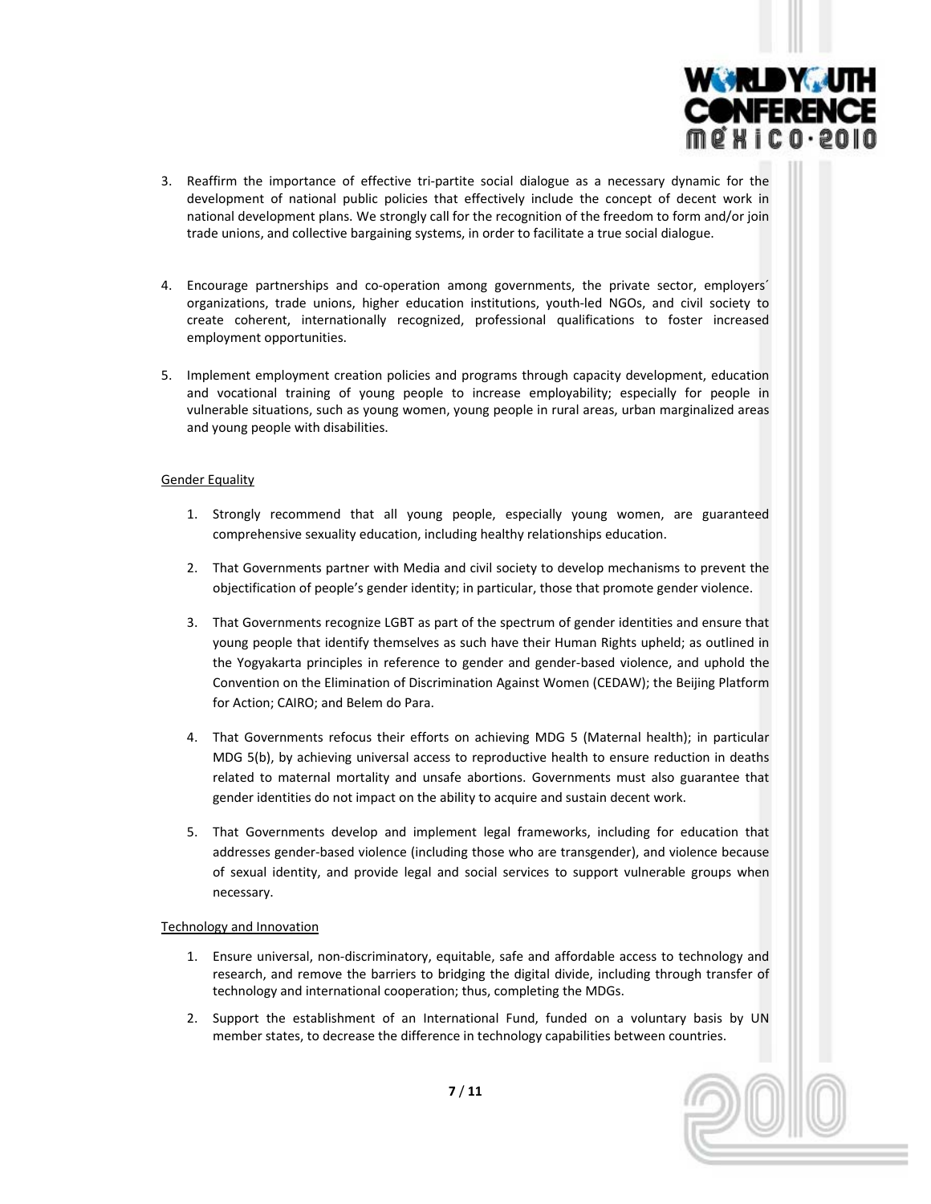3. Reaffirm the importance of effective tri-partite social dialogue as a necessary dynamic for the development of national public policies that effectively include the concept of decent work in national development plans. We strongly call for the recognition of the freedom to form and/or join trade unions, and collective bargaining systems, in order to facilitate a true social dialogue.

4. Encourage partnerships and co-operation among governments, the private sector, employers´ organizations, trade unions, higher education institutions, youth-led NGOs, and civil society to create coherent, internationally recognized, professional qualifications to foster increased employment opportunities.

5. Implement employment creation policies and programs through capacity development, education and vocational training of young people to increase employability; especially for people in vulnerable situations, such as young women, young people in rural areas, urban marginalized areas and young people with disabilities.

Gender Equality

1. Strongly recommend that all young people, especially young women, are guaranteed comprehensive sexuality education, including healthy relationships education.

2. That Governments partner with Media and civil society to develop mechanisms to prevent the objectification of people's gender identity; in particular, those that promote gender violence.

3. That Governments recognize LGBT as part of the spectrum of gender identities and ensure that young people that identify themselves as such have their Human Rights upheld; as outlined in the Yogyakarta principles in reference to gender and gender-based violence, and uphold the Convention on the Elimination of Discrimination Against Women (CEDAW); the Beijing Platform for Action; CAIRO; and Belem do Para.

4. That Governments refocus their efforts on achieving MDG 5 (Maternal health); in particular MDG 5(b), by achieving universal access to reproductive health to ensure reduction in deaths related to maternal mortality and unsafe abortions. Governments must also guarantee that gender identities do not impact on the ability to acquire and sustain decent work.

5. That Governments develop and implement legal frameworks, including for education that addresses gender-based violence (including those who are transgender), and violence because of sexual identity, and provide legal and social services to support vulnerable groups when necessary.

Technology and Innovation

1. Ensure universal, non-discriminatory, equitable, safe and affordable access to technology and research, and remove the barriers to bridging the digital divide, including through transfer of technology and international cooperation; thus, completing the MDGs.

2. Support the establishment of an International Fund, funded on a voluntary basis by UN member states, to decrease the difference in technology capabilities between countries.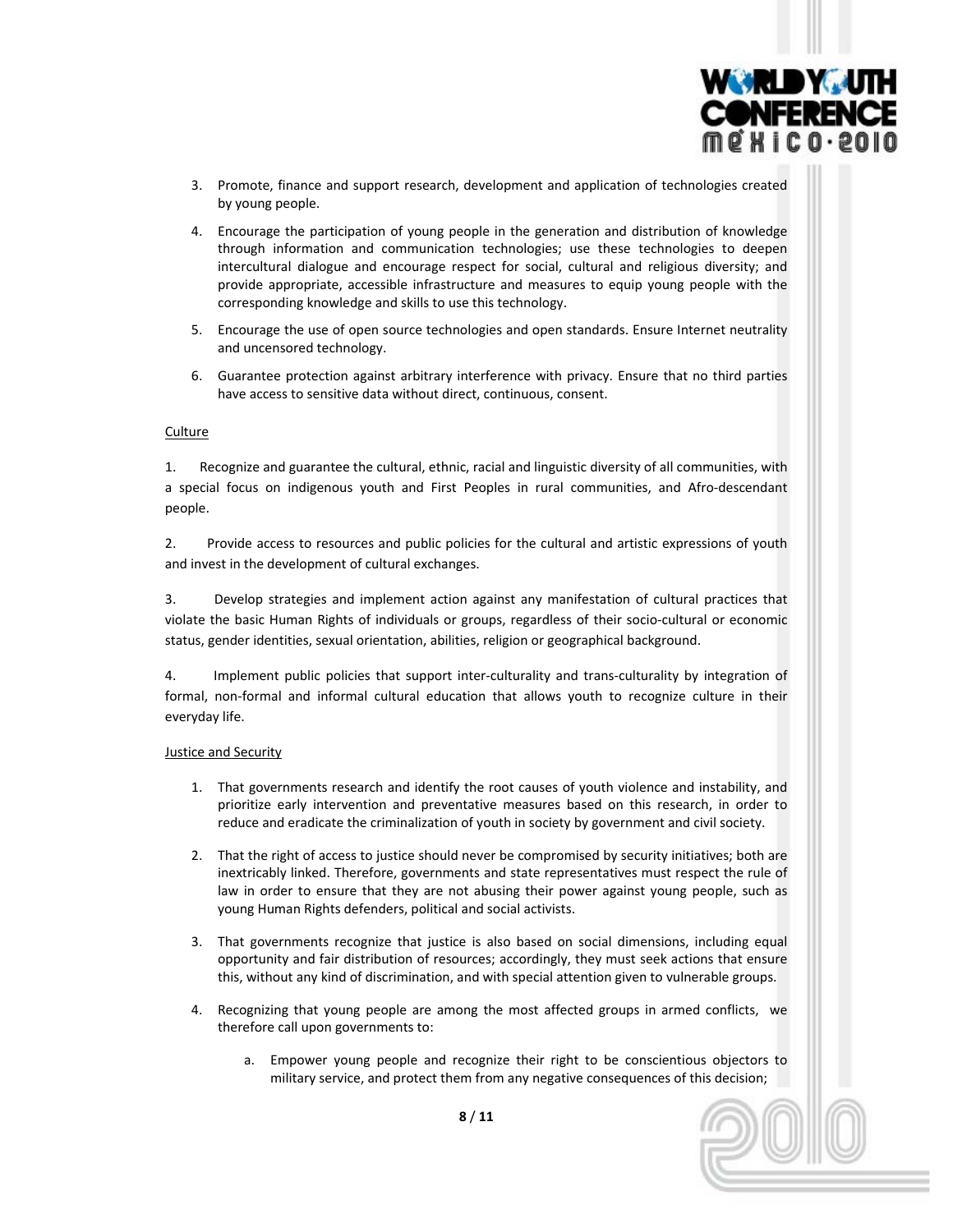3. Promote, finance and support research, development and application of technologies created by young people.

4. Encourage the participation of young people in the generation and distribution of knowledge through information and communication technologies; use these technologies to deepen intercultural dialogue and encourage respect for social, cultural and religious diversity; and provide appropriate, accessible infrastructure and measures to equip young people with the corresponding knowledge and skills to use this technology.

5. Encourage the use of open source technologies and open standards. Ensure Internet neutrality and uncensored technology.

6. Guarantee protection against arbitrary interference with privacy. Ensure that no third parties have access to sensitive data without direct, continuous, consent.

<u>Culture</u>

1. Recognize and guarantee the cultural, ethnic, racial and linguistic diversity of all communities, with a special focus on indigenous youth and First Peoples in rural communities, and Afro-descendant people.

2. Provide access to resources and public policies for the cultural and artistic expressions of youth and invest in the development of cultural exchanges.

3. Develop strategies and implement action against any manifestation of cultural practices that violate the basic Human Rights of individuals or groups, regardless of their socio-cultural or economic status, gender identities, sexual orientation, abilities, religion or geographical background.

4. Implement public policies that support inter-culturality and trans-culturality by integration of formal, non-formal and informal cultural education that allows youth to recognize culture in their everyday life.

<u>Justice and Security</u>

1. That governments research and identify the root causes of youth violence and instability, and prioritize early intervention and preventative measures based on this research, in order to reduce and eradicate the criminalization of youth in society by government and civil society.

2. That the right of access to justice should never be compromised by security initiatives; both are inextricably linked. Therefore, governments and state representatives must respect the rule of law in order to ensure that they are not abusing their power against young people, such as young Human Rights defenders, political and social activists.

3. That governments recognize that justice is also based on social dimensions, including equal opportunity and fair distribution of resources; accordingly, they must seek actions that ensure this, without any kind of discrimination, and with special attention given to vulnerable groups.

4. Recognizing that young people are among the most affected groups in armed conflicts, we therefore call upon governments to:

   a. Empower young people and recognize their right to be conscientious objectors to military service, and protect them from any negative consequences of this decision;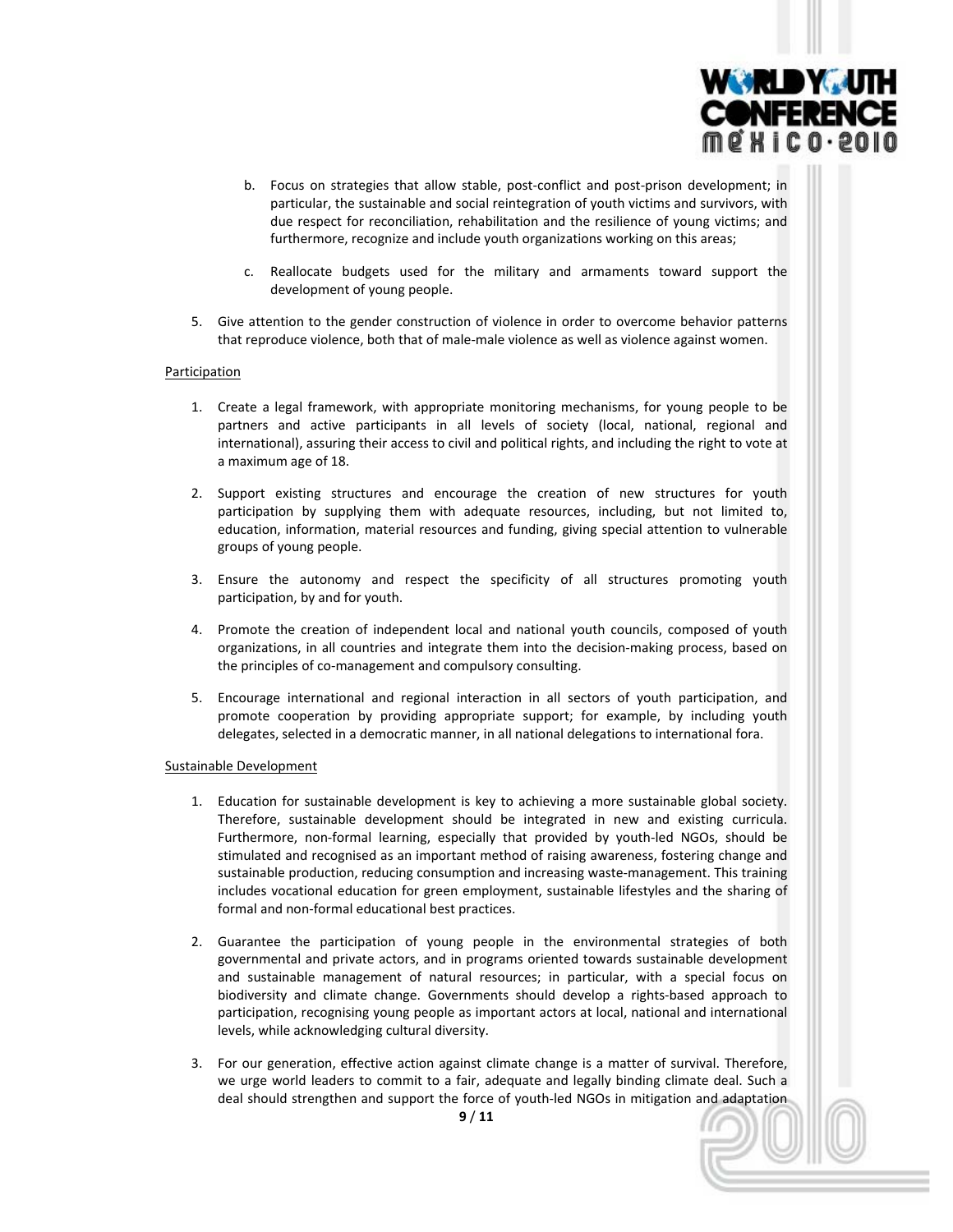b. Focus on strategies that allow stable, post-conflict and post-prison development; in particular, the sustainable and social reintegration of youth victims and survivors, with due respect for reconciliation, rehabilitation and the resilience of young victims; and furthermore, recognize and include youth organizations working on this areas;

c. Reallocate budgets used for the military and armaments toward support the development of young people.

5. Give attention to the gender construction of violence in order to overcome behavior patterns that reproduce violence, both that of male-male violence as well as violence against women.

Participation

1. Create a legal framework, with appropriate monitoring mechanisms, for young people to be partners and active participants in all levels of society (local, national, regional and international), assuring their access to civil and political rights, and including the right to vote at a maximum age of 18.

2. Support existing structures and encourage the creation of new structures for youth participation by supplying them with adequate resources, including, but not limited to, education, information, material resources and funding, giving special attention to vulnerable groups of young people.

3. Ensure the autonomy and respect the specificity of all structures promoting youth participation, by and for youth.

4. Promote the creation of independent local and national youth councils, composed of youth organizations, in all countries and integrate them into the decision-making process, based on the principles of co-management and compulsory consulting.

5. Encourage international and regional interaction in all sectors of youth participation, and promote cooperation by providing appropriate support; for example, by including youth delegates, selected in a democratic manner, in all national delegations to international fora.

Sustainable Development

1. Education for sustainable development is key to achieving a more sustainable global society. Therefore, sustainable development should be integrated in new and existing curricula. Furthermore, non-formal learning, especially that provided by youth-led NGOs, should be stimulated and recognised as an important method of raising awareness, fostering change and sustainable production, reducing consumption and increasing waste-management. This training includes vocational education for green employment, sustainable lifestyles and the sharing of formal and non-formal educational best practices.

2. Guarantee the participation of young people in the environmental strategies of both governmental and private actors, and in programs oriented towards sustainable development and sustainable management of natural resources; in particular, with a special focus on biodiversity and climate change. Governments should develop a rights-based approach to participation, recognising young people as important actors at local, national and international levels, while acknowledging cultural diversity.

3. For our generation, effective action against climate change is a matter of survival. Therefore, we urge world leaders to commit to a fair, adequate and legally binding climate deal. Such a deal should strengthen and support the force of youth-led NGOs in mitigation and adaptation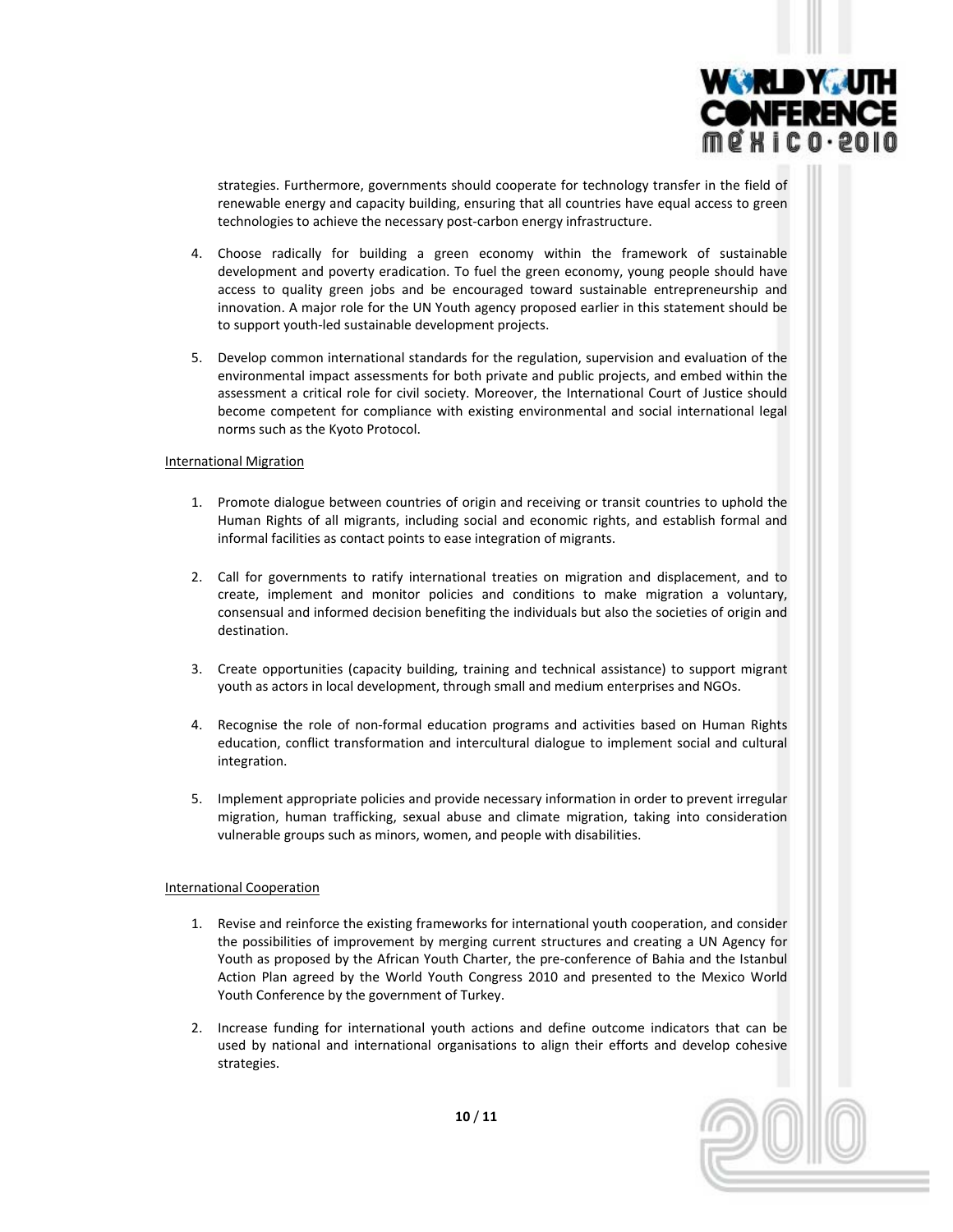strategies. Furthermore, governments should cooperate for technology transfer in the field of renewable energy and capacity building, ensuring that all countries have equal access to green technologies to achieve the necessary post-carbon energy infrastructure.

4. Choose radically for building a green economy within the framework of sustainable development and poverty eradication. To fuel the green economy, young people should have access to quality green jobs and be encouraged toward sustainable entrepreneurship and innovation. A major role for the UN Youth agency proposed earlier in this statement should be to support youth-led sustainable development projects.

5. Develop common international standards for the regulation, supervision and evaluation of the environmental impact assessments for both private and public projects, and embed within the assessment a critical role for civil society. Moreover, the International Court of Justice should become competent for compliance with existing environmental and social international legal norms such as the Kyoto Protocol.

International Migration

1. Promote dialogue between countries of origin and receiving or transit countries to uphold the Human Rights of all migrants, including social and economic rights, and establish formal and informal facilities as contact points to ease integration of migrants.

2. Call for governments to ratify international treaties on migration and displacement, and to create, implement and monitor policies and conditions to make migration a voluntary, consensual and informed decision benefiting the individuals but also the societies of origin and destination.

3. Create opportunities (capacity building, training and technical assistance) to support migrant youth as actors in local development, through small and medium enterprises and NGOs.

4. Recognise the role of non-formal education programs and activities based on Human Rights education, conflict transformation and intercultural dialogue to implement social and cultural integration.

5. Implement appropriate policies and provide necessary information in order to prevent irregular migration, human trafficking, sexual abuse and climate migration, taking into consideration vulnerable groups such as minors, women, and people with disabilities.

International Cooperation

1. Revise and reinforce the existing frameworks for international youth cooperation, and consider the possibilities of improvement by merging current structures and creating a UN Agency for Youth as proposed by the African Youth Charter, the pre-conference of Bahia and the Istanbul Action Plan agreed by the World Youth Congress 2010 and presented to the Mexico World Youth Conference by the government of Turkey.

2. Increase funding for international youth actions and define outcome indicators that can be used by national and international organisations to align their efforts and develop cohesive strategies.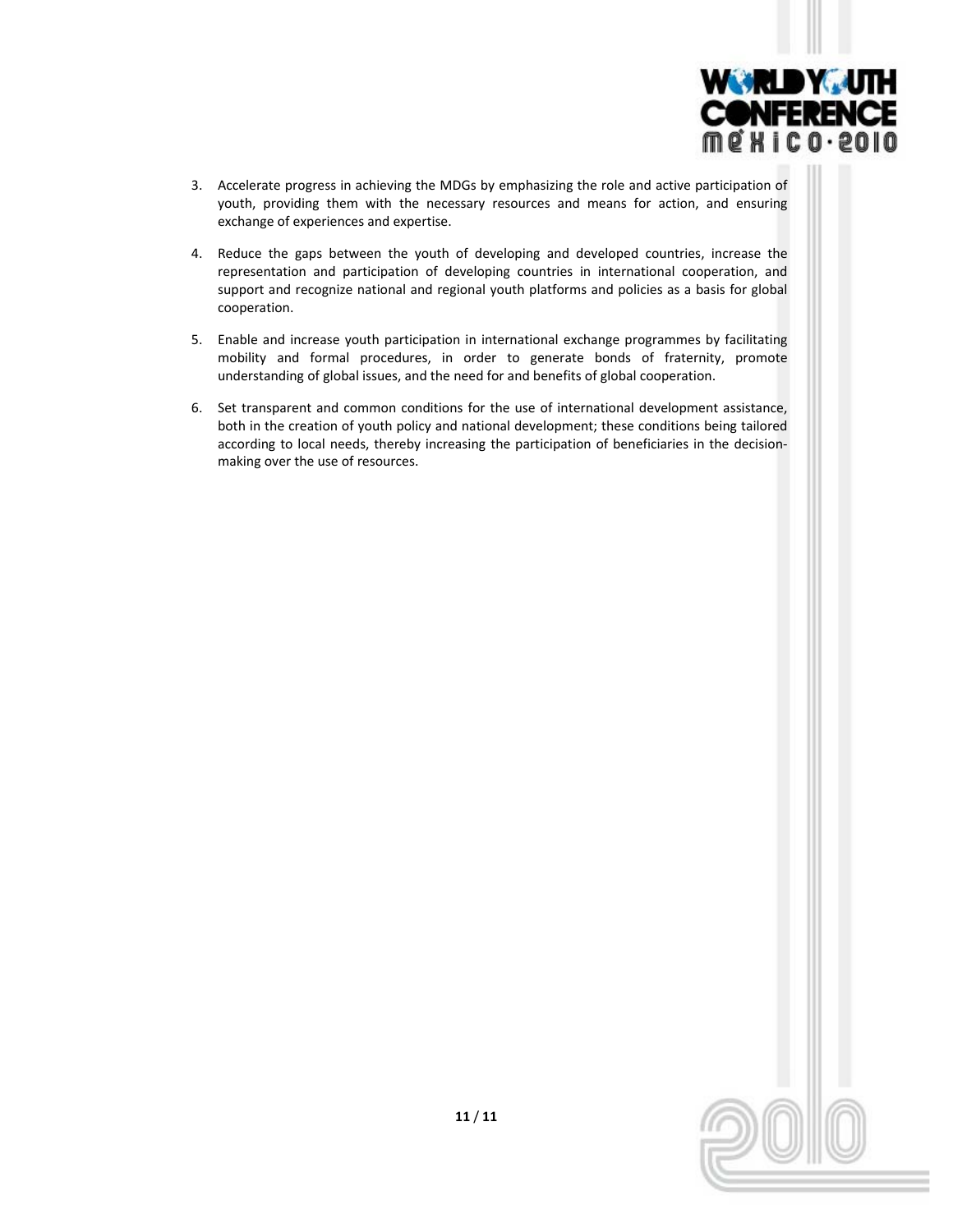3. Accelerate progress in achieving the MDGs by emphasizing the role and active participation of youth, providing them with the necessary resources and means for action, and ensuring exchange of experiences and expertise.

4. Reduce the gaps between the youth of developing and developed countries, increase the representation and participation of developing countries in international cooperation, and support and recognize national and regional youth platforms and policies as a basis for global cooperation.

5. Enable and increase youth participation in international exchange programmes by facilitating mobility and formal procedures, in order to generate bonds of fraternity, promote understanding of global issues, and the need for and benefits of global cooperation.

6. Set transparent and common conditions for the use of international development assistance, both in the creation of youth policy and national development; these conditions being tailored according to local needs, thereby increasing the participation of beneficiaries in the decision-making over the use of resources.